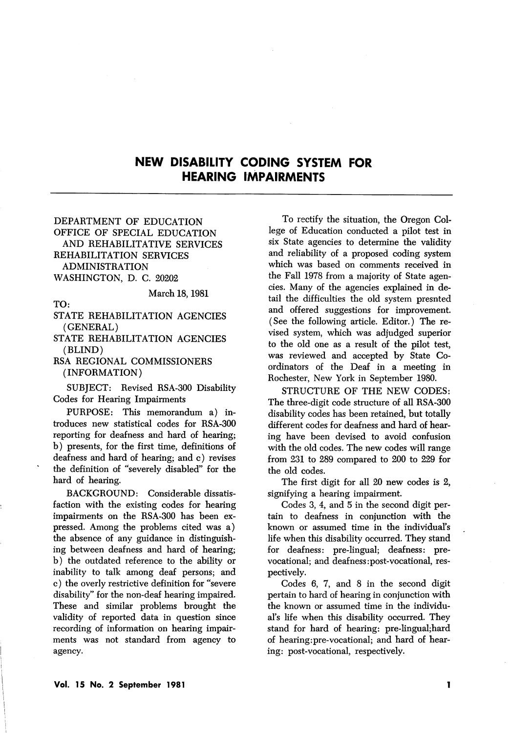# NEW DISABILITY CODING SYSTEM FOR HEARING IMPAIRMENTS

DEPARTMENT OF EDUCATION
OFFICE OF SPECIAL EDUCATION
AND REHABILITATIVE SERVICES
REHABILITATION SERVICES
ADMINISTRATION
WASHINGTON, D. C. 20202

March 18, 1981

TO:
STATE REHABILITATION AGENCIES (GENERAL)
STATE REHABILITATION AGENCIES (BLIND)
RSA REGIONAL COMMISSIONERS (INFORMATION)

SUBJECT: Revised RSA-300 Disability Codes for Hearing Impairments

PURPOSE: This memorandum a) introduces new statistical codes for RSA-300 reporting for deafness and hard of hearing; b) presents, for the first time, definitions of deafness and hard of hearing; and c) revises the definition of "severely disabled" for the hard of hearing.

BACKGROUND: Considerable dissatisfaction with the existing codes for hearing impairments on the RSA-300 has been expressed. Among the problems cited was a) the absence of any guidance in distinguishing between deafness and hard of hearing; b) the outdated reference to the ability or inability to talk among deaf persons; and c) the overly restrictive definition for "severe disability" for the non-deaf hearing impaired. These and similar problems brought the validity of reported data in question since recording of information on hearing impairments was not standard from agency to agency.

To rectify the situation, the Oregon College of Education conducted a pilot test in six State agencies to determine the validity and reliability of a proposed coding system which was based on comments received in the Fall 1978 from a majority of State agencies. Many of the agencies explained in detail the difficulties the old system presnted and offered suggestions for improvement. (See the following article. Editor.) The revised system, which was adjudged superior to the old one as a result of the pilot test, was reviewed and accepted by State Coordinators of the Deaf in a meeting in Rochester, New York in September 1980.

STRUCTURE OF THE NEW CODES: The three-digit code structure of all RSA-300 disability codes has been retained, but totally different codes for deafness and hard of hearing have been devised to avoid confusion with the old codes. The new codes will range from 231 to 289 compared to 200 to 229 for the old codes.

The first digit for all 20 new codes is 2, signifying a hearing impairment.

Codes 3, 4, and 5 in the second digit pertain to deafness in conjunction with the known or assumed time in the individual's life when this disability occurred. They stand for deafness: pre-lingual; deafness: pre-vocational; and deafness:post-vocational, respectively.

Codes 6, 7, and 8 in the second digit pertain to hard of hearing in conjunction with the known or assumed time in the individual's life when this disability occurred. They stand for hard of hearing: pre-lingual;hard of hearing:pre-vocational; and hard of hearing: post-vocational, respectively.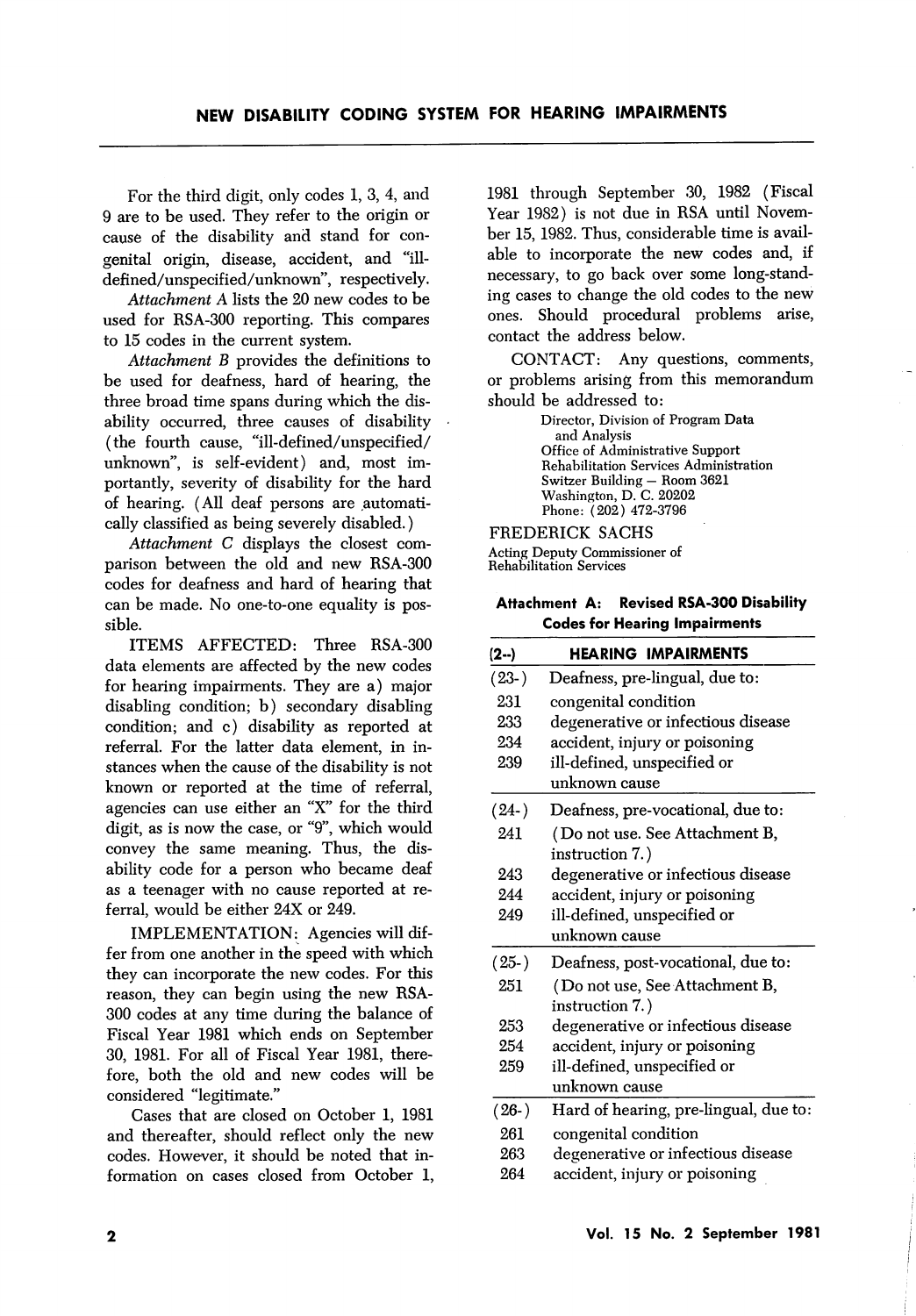For the third digit, only codes 1, 3, 4, and 9 are to be used. They refer to the origin or cause of the disability and stand for congenital origin, disease, accident, and "ill-defined/unspecified/unknown", respectively.

*Attachment A* lists the 20 new codes to be used for RSA-300 reporting. This compares to 15 codes in the current system.

*Attachment B* provides the definitions to be used for deafness, hard of hearing, the three broad time spans during which the disability occurred, three causes of disability (the fourth cause, "ill-defined/unspecified/unknown", is self-evident) and, most importantly, severity of disability for the hard of hearing. (All deaf persons are automatically classified as being severely disabled.)

*Attachment C* displays the closest comparison between the old and new RSA-300 codes for deafness and hard of hearing that can be made. No one-to-one equality is possible.

ITEMS AFFECTED: Three RSA-300 data elements are affected by the new codes for hearing impairments. They are a) major disabling condition; b) secondary disabling condition; and c) disability as reported at referral. For the latter data element, in instances when the cause of the disability is not known or reported at the time of referral, agencies can use either an "X" for the third digit, as is now the case, or "9", which would convey the same meaning. Thus, the disability code for a person who became deaf as a teenager with no cause reported at referral, would be either 24X or 249.

IMPLEMENTATION: Agencies will differ from one another in the speed with which they can incorporate the new codes. For this reason, they can begin using the new RSA-300 codes at any time during the balance of Fiscal Year 1981 which ends on September 30, 1981. For all of Fiscal Year 1981, therefore, both the old and new codes will be considered "legitimate."

Cases that are closed on October 1, 1981 and thereafter, should reflect only the new codes. However, it should be noted that information on cases closed from October 1, 1981 through September 30, 1982 (Fiscal Year 1982) is not due in RSA until November 15, 1982. Thus, considerable time is available to incorporate the new codes and, if necessary, to go back over some long-standing cases to change the old codes to the new ones. Should procedural problems arise, contact the address below.

CONTACT: Any questions, comments, or problems arising from this memorandum should be addressed to:

Director, Division of Program Data and Analysis
Office of Administrative Support
Rehabilitation Services Administration
Switzer Building – Room 3621
Washington, D. C. 20202
Phone: (202) 472-3796

FREDERICK SACHS
Acting Deputy Commissioner of Rehabilitation Services

**Attachment A: Revised RSA-300 Disability Codes for Hearing Impairments**

| (2--) | HEARING IMPAIRMENTS |
|---|---|
| (23-) | Deafness, pre-lingual, due to: |
| 231 | congenital condition |
| 233 | degenerative or infectious disease |
| 234 | accident, injury or poisoning |
| 239 | ill-defined, unspecified or unknown cause |
| (24-) | Deafness, pre-vocational, due to: |
| 241 | (Do not use. See Attachment B, instruction 7.) |
| 243 | degenerative or infectious disease |
| 244 | accident, injury or poisoning |
| 249 | ill-defined, unspecified or unknown cause |
| (25-) | Deafness, post-vocational, due to: |
| 251 | (Do not use, See Attachment B, instruction 7.) |
| 253 | degenerative or infectious disease |
| 254 | accident, injury or poisoning |
| 259 | ill-defined, unspecified or unknown cause |
| (26-) | Hard of hearing, pre-lingual, due to: |
| 261 | congenital condition |
| 263 | degenerative or infectious disease |
| 264 | accident, injury or poisoning |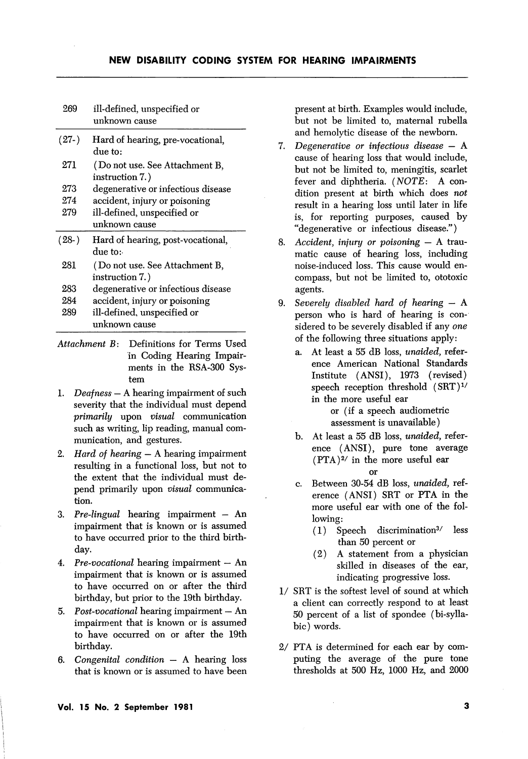| | |
|---|---|
| 269 | ill-defined, unspecified or unknown cause |
| (27-) | Hard of hearing, pre-vocational, due to: |
| 271 | (Do not use. See Attachment B, instruction 7.) |
| 273 | degenerative or infectious disease |
| 274 | accident, injury or poisoning |
| 279 | ill-defined, unspecified or unknown cause |
| (28-) | Hard of hearing, post-vocational, due to: |
| 281 | (Do not use. See Attachment B, instruction 7.) |
| 283 | degenerative or infectious disease |
| 284 | accident, injury or poisoning |
| 289 | ill-defined, unspecified or unknown cause |

*Attachment B*: Definitions for Terms Used in Coding Hearing Impairments in the RSA-300 System

1. *Deafness* – A hearing impairment of such severity that the individual must depend *primarily* upon *visual* communication such as writing, lip reading, manual communication, and gestures.
2. *Hard of hearing* – A hearing impairment resulting in a functional loss, but not to the extent that the individual must depend primarily upon *visual* communication.
3. *Pre-lingual* hearing impairment – An impairment that is known or is assumed to have occurred prior to the third birthday.
4. *Pre-vocational* hearing impairment – An impairment that is known or is assumed to have occurred on or after the third birthday, but prior to the 19th birthday.
5. *Post-vocational* hearing impairment – An impairment that is known or is assumed to have occurred on or after the 19th birthday.
6. *Congenital condition* – A hearing loss that is known or is assumed to have been present at birth. Examples would include, but not be limited to, maternal rubella and hemolytic disease of the newborn.
7. *Degenerative or infectious disease* – A cause of hearing loss that would include, but not be limited to, meningitis, scarlet fever and diphtheria. (*NOTE*: A condition present at birth which does *not* result in a hearing loss until later in life is, for reporting purposes, caused by "degenerative or infectious disease.")
8. *Accident, injury or poisoning* – A traumatic cause of hearing loss, including noise-induced loss. This cause would encompass, but not be limited to, ototoxic agents.
9. *Severely disabled hard of hearing* – A person who is hard of hearing is considered to be severely disabled if any *one* of the following three situations apply:
   a. At least a 55 dB loss, *unaided*, reference American National Standards Institute (ANSI), 1973 (revised) speech reception threshold (SRT)[1/] in the more useful ear

      or (if a speech audiometric assessment is unavailable)

   b. At least a 55 dB loss, *unaided*, reference (ANSI), pure tone average (PTA)[2/] in the more useful ear

      or

   c. Between 30-54 dB loss, *unaided*, reference (ANSI) SRT or PTA in the more useful ear with one of the following:
      (1) Speech discrimination[3/] less than 50 percent or
      (2) A statement from a physician skilled in diseases of the ear, indicating progressive loss.

1/ SRT is the softest level of sound at which a client can correctly respond to at least 50 percent of a list of spondee (bi-syllabic) words.

2/ PTA is determined for each ear by computing the average of the pure tone thresholds at 500 Hz, 1000 Hz, and 2000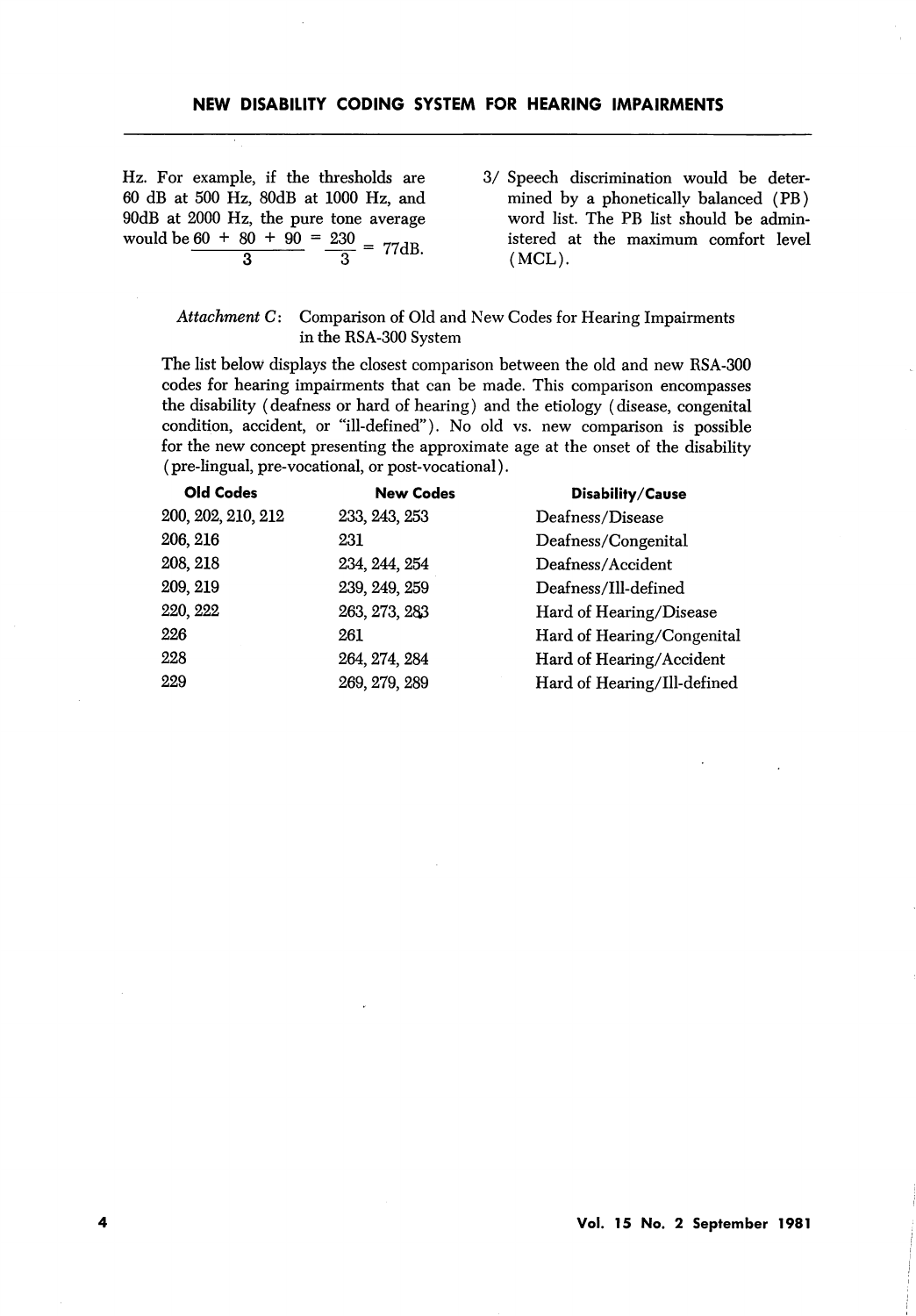Hz. For example, if the thresholds are 60 dB at 500 Hz, 80dB at 1000 Hz, and 90dB at 2000 Hz, the pure tone average would be $\frac{60 + 80 + 90}{3} = \frac{230}{3} = 77\text{dB}$.

3/ Speech discrimination would be determined by a phonetically balanced (PB) word list. The PB list should be administered at the maximum comfort level (MCL).

*Attachment C*: Comparison of Old and New Codes for Hearing Impairments in the RSA-300 System

The list below displays the closest comparison between the old and new RSA-300 codes for hearing impairments that can be made. This comparison encompasses the disability (deafness or hard of hearing) and the etiology (disease, congenital condition, accident, or "ill-defined"). No old vs. new comparison is possible for the new concept presenting the approximate age at the onset of the disability (pre-lingual, pre-vocational, or post-vocational).

| Old Codes | New Codes | Disability/Cause |
|---|---|---|
| 200, 202, 210, 212 | 233, 243, 253 | Deafness/Disease |
| 206, 216 | 231 | Deafness/Congenital |
| 208, 218 | 234, 244, 254 | Deafness/Accident |
| 209, 219 | 239, 249, 259 | Deafness/Ill-defined |
| 220, 222 | 263, 273, 283 | Hard of Hearing/Disease |
| 226 | 261 | Hard of Hearing/Congenital |
| 228 | 264, 274, 284 | Hard of Hearing/Accident |
| 229 | 269, 279, 289 | Hard of Hearing/Ill-defined |